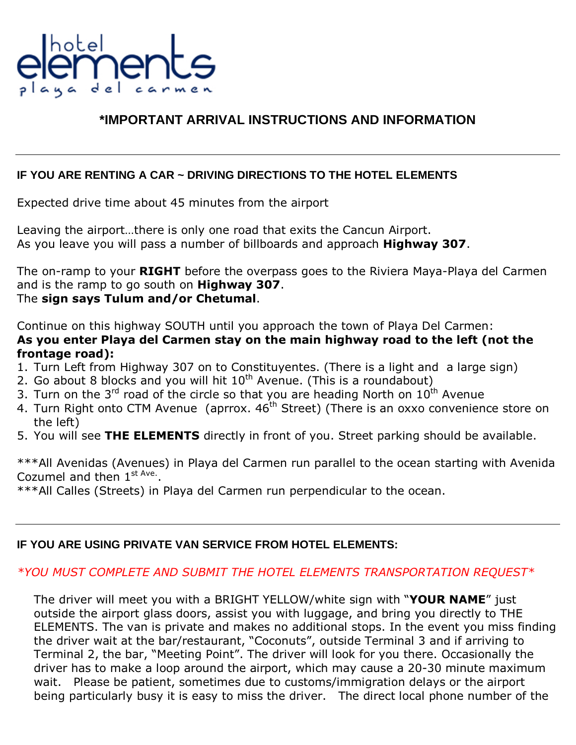# hotel elements playa del carmen

## *IMPORTANT ARRIVAL INSTRUCTIONS AND INFORMATION

---

### IF YOU ARE RENTING A CAR ~ DRIVING DIRECTIONS TO THE HOTEL ELEMENTS

Expected drive time about 45 minutes from the airport

Leaving the airport…there is only one road that exits the Cancun Airport.
As you leave you will pass a number of billboards and approach **Highway 307**.

The on-ramp to your **RIGHT** before the overpass goes to the Riviera Maya-Playa del Carmen and is the ramp to go south on **Highway 307**.
The **sign says Tulum and/or Chetumal**.

Continue on this highway SOUTH until you approach the town of Playa Del Carmen:
**As you enter Playa del Carmen stay on the main highway road to the left (not the frontage road):**

1. Turn Left from Highway 307 on to Constituyentes. (There is a light and a large sign)
2. Go about 8 blocks and you will hit 10th Avenue. (This is a roundabout)
3. Turn on the 3rd road of the circle so that you are heading North on 10th Avenue
4. Turn Right onto CTM Avenue (aprrox. 46th Street) (There is an oxxo convenience store on the left)
5. You will see **THE ELEMENTS** directly in front of you. Street parking should be available.

***All Avenidas (Avenues) in Playa del Carmen run parallel to the ocean starting with Avenida Cozumel and then 1st Ave..
***All Calles (Streets) in Playa del Carmen run perpendicular to the ocean.

---

### IF YOU ARE USING PRIVATE VAN SERVICE FROM HOTEL ELEMENTS:

*\*YOU MUST COMPLETE AND SUBMIT THE HOTEL ELEMENTS TRANSPORTATION REQUEST\**

The driver will meet you with a BRIGHT YELLOW/white sign with "**YOUR NAME**" just outside the airport glass doors, assist you with luggage, and bring you directly to THE ELEMENTS. The van is private and makes no additional stops. In the event you miss finding the driver wait at the bar/restaurant, "Coconuts", outside Terminal 3 and if arriving to Terminal 2, the bar, "Meeting Point". The driver will look for you there. Occasionally the driver has to make a loop around the airport, which may cause a 20-30 minute maximum wait. Please be patient, sometimes due to customs/immigration delays or the airport being particularly busy it is easy to miss the driver. The direct local phone number of the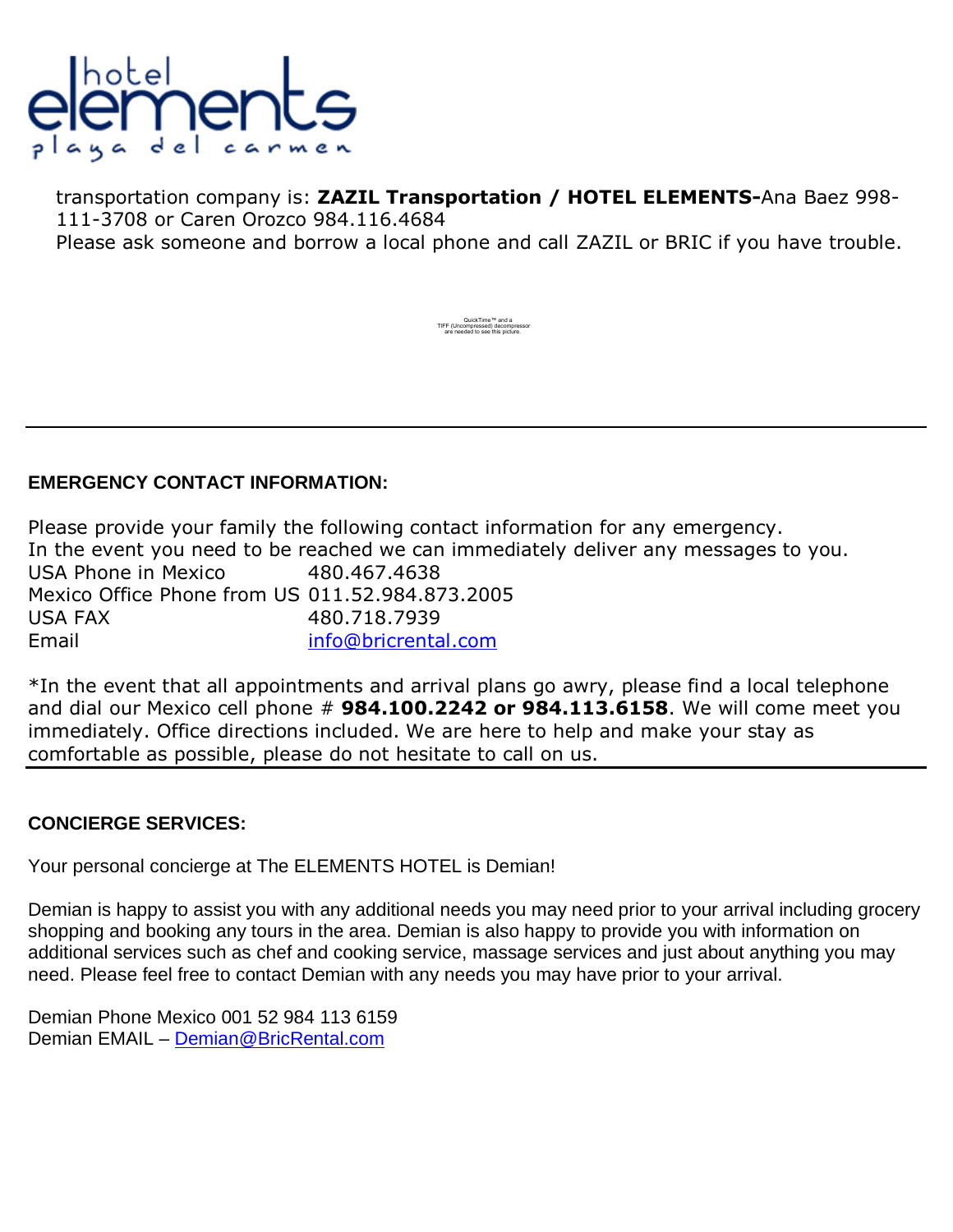transportation company is: **ZAZIL Transportation / HOTEL ELEMENTS-**Ana Baez 998-111-3708 or Caren Orozco 984.116.4684
Please ask someone and borrow a local phone and call ZAZIL or BRIC if you have trouble.

QuickTime™ and a
TIFF (Uncompressed) decompressor
are needed to see this picture.

---

**EMERGENCY CONTACT INFORMATION:**

Please provide your family the following contact information for any emergency.
In the event you need to be reached we can immediately deliver any messages to you.

| | |
|---|---|
| USA Phone in Mexico | 480.467.4638 |
| Mexico Office Phone from US | 011.52.984.873.2005 |
| USA FAX | 480.718.7939 |
| Email | info@bricrental.com |

*In the event that all appointments and arrival plans go awry, please find a local telephone and dial our Mexico cell phone # **984.100.2242 or 984.113.6158**. We will come meet you immediately. Office directions included. We are here to help and make your stay as comfortable as possible, please do not hesitate to call on us.

---

**CONCIERGE SERVICES:**

Your personal concierge at The ELEMENTS HOTEL is Demian!

Demian is happy to assist you with any additional needs you may need prior to your arrival including grocery shopping and booking any tours in the area. Demian is also happy to provide you with information on additional services such as chef and cooking service, massage services and just about anything you may need. Please feel free to contact Demian with any needs you may have prior to your arrival.

Demian Phone Mexico 001 52 984 113 6159
Demian EMAIL – Demian@BricRental.com